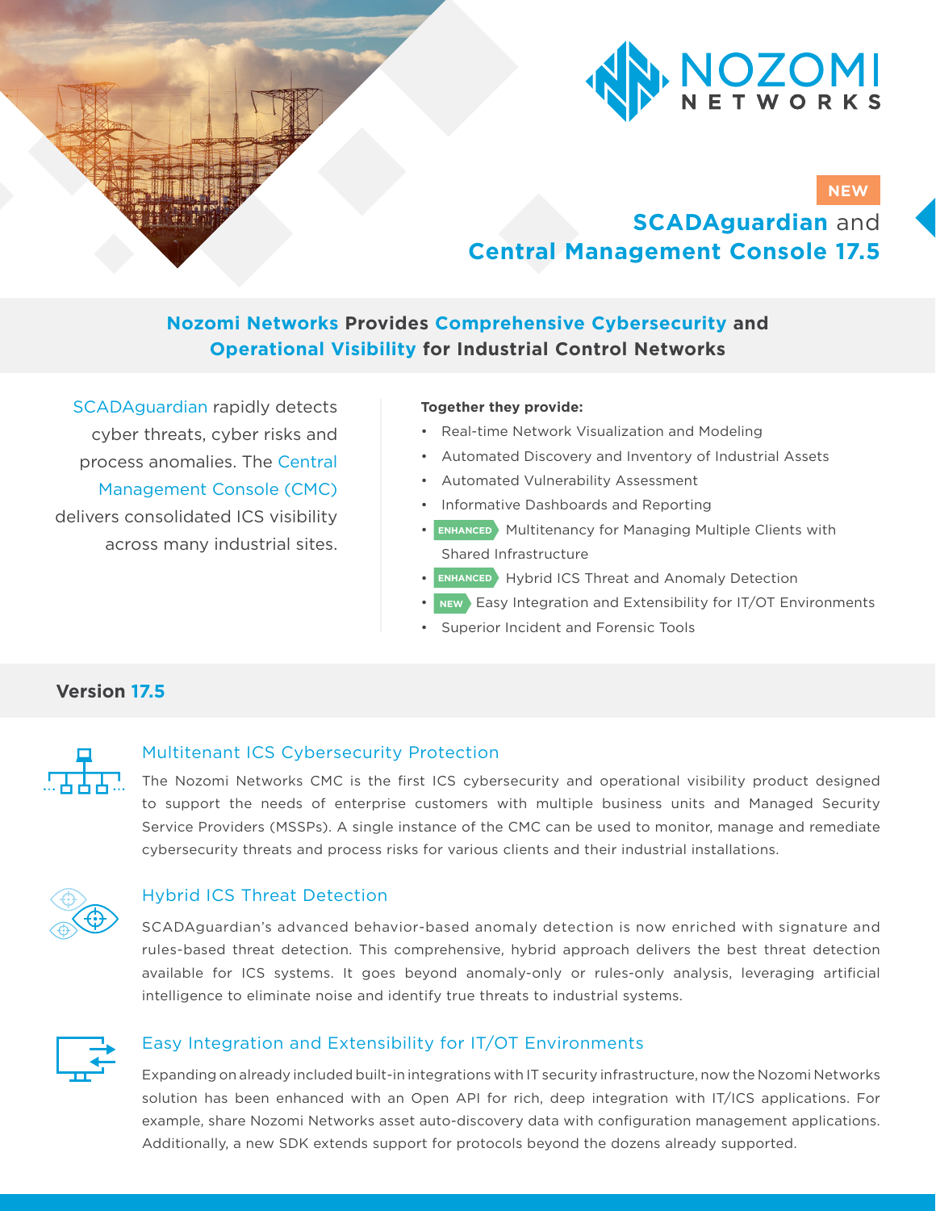NEW

# SCADAguardian and Central Management Console 17.5

## Nozomi Networks Provides Comprehensive Cybersecurity and Operational Visibility for Industrial Control Networks

SCADAguardian rapidly detects cyber threats, cyber risks and process anomalies. The Central Management Console (CMC) delivers consolidated ICS visibility across many industrial sites.

**Together they provide:**

- Real-time Network Visualization and Modeling
- Automated Discovery and Inventory of Industrial Assets
- Automated Vulnerability Assessment
- Informative Dashboards and Reporting
- ENHANCED Multitenancy for Managing Multiple Clients with Shared Infrastructure
- ENHANCED Hybrid ICS Threat and Anomaly Detection
- NEW Easy Integration and Extensibility for IT/OT Environments
- Superior Incident and Forensic Tools

## Version 17.5

### Multitenant ICS Cybersecurity Protection

The Nozomi Networks CMC is the first ICS cybersecurity and operational visibility product designed to support the needs of enterprise customers with multiple business units and Managed Security Service Providers (MSSPs). A single instance of the CMC can be used to monitor, manage and remediate cybersecurity threats and process risks for various clients and their industrial installations.

### Hybrid ICS Threat Detection

SCADAguardian's advanced behavior-based anomaly detection is now enriched with signature and rules-based threat detection. This comprehensive, hybrid approach delivers the best threat detection available for ICS systems. It goes beyond anomaly-only or rules-only analysis, leveraging artificial intelligence to eliminate noise and identify true threats to industrial systems.

### Easy Integration and Extensibility for IT/OT Environments

Expanding on already included built-in integrations with IT security infrastructure, now the Nozomi Networks solution has been enhanced with an Open API for rich, deep integration with IT/ICS applications. For example, share Nozomi Networks asset auto-discovery data with configuration management applications. Additionally, a new SDK extends support for protocols beyond the dozens already supported.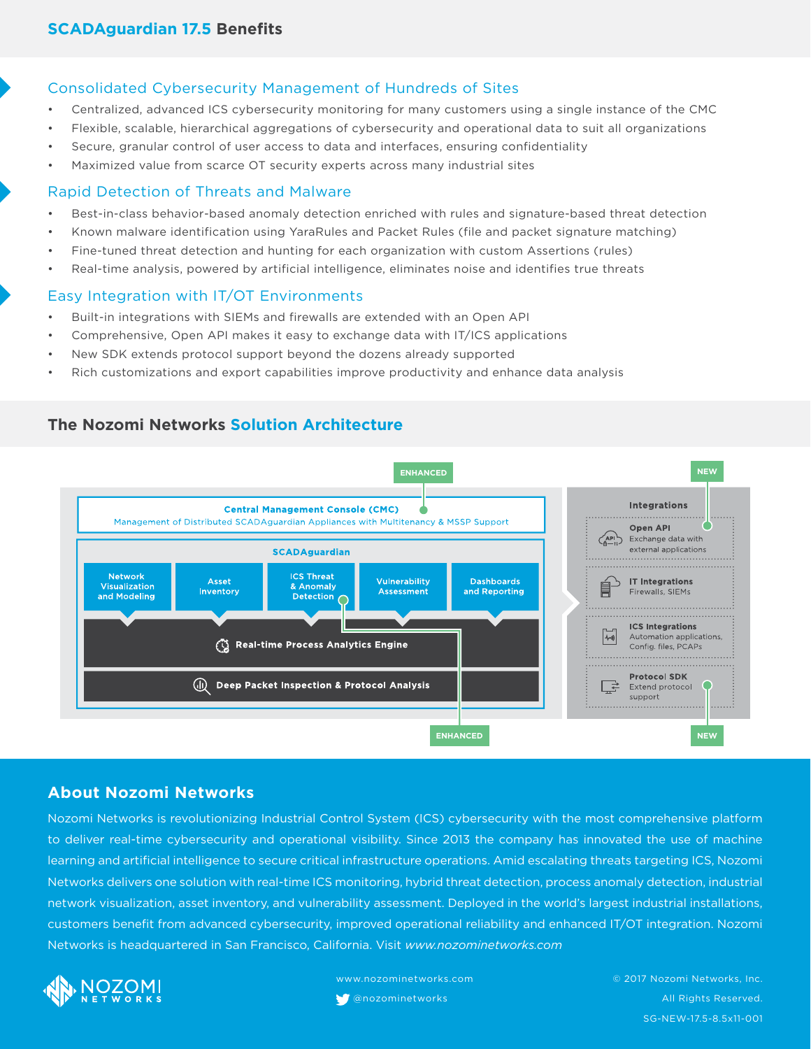## SCADAguardian 17.5 Benefits

### Consolidated Cybersecurity Management of Hundreds of Sites

- Centralized, advanced ICS cybersecurity monitoring for many customers using a single instance of the CMC
- Flexible, scalable, hierarchical aggregations of cybersecurity and operational data to suit all organizations
- Secure, granular control of user access to data and interfaces, ensuring confidentiality
- Maximized value from scarce OT security experts across many industrial sites

### Rapid Detection of Threats and Malware

- Best-in-class behavior-based anomaly detection enriched with rules and signature-based threat detection
- Known malware identification using YaraRules and Packet Rules (file and packet signature matching)
- Fine-tuned threat detection and hunting for each organization with custom Assertions (rules)
- Real-time analysis, powered by artificial intelligence, eliminates noise and identifies true threats

### Easy Integration with IT/OT Environments

- Built-in integrations with SIEMs and firewalls are extended with an Open API
- Comprehensive, Open API makes it easy to exchange data with IT/ICS applications
- New SDK extends protocol support beyond the dozens already supported
- Rich customizations and export capabilities improve productivity and enhance data analysis

## The Nozomi Networks Solution Architecture

ENHANCED

**Central Management Console (CMC)**
Management of Distributed SCADAguardian Appliances with Multitenancy & MSSP Support

**SCADAguardian**

Network Visualization and Modeling
Asset Inventory
ICS Threat & Anomaly Detection
Vulnerability Assessment
Dashboards and Reporting

Real-time Process Analytics Engine
Deep Packet Inspection & Protocol Analysis

ENHANCED

**Integrations**

NEW

**Open API**
Exchange data with external applications

**IT Integrations**
Firewalls, SIEMs

**ICS Integrations**
Automation applications, Config. files, PCAPs

**Protocol SDK**
Extend protocol support

NEW

## About Nozomi Networks

Nozomi Networks is revolutionizing Industrial Control System (ICS) cybersecurity with the most comprehensive platform to deliver real-time cybersecurity and operational visibility. Since 2013 the company has innovated the use of machine learning and artificial intelligence to secure critical infrastructure operations. Amid escalating threats targeting ICS, Nozomi Networks delivers one solution with real-time ICS monitoring, hybrid threat detection, process anomaly detection, industrial network visualization, asset inventory, and vulnerability assessment. Deployed in the world's largest industrial installations, customers benefit from advanced cybersecurity, improved operational reliability and enhanced IT/OT integration. Nozomi Networks is headquartered in San Francisco, California. Visit *www.nozominetworks.com*

NOZOMI NETWORKS

www.nozominetworks.com
@nozominetworks

© 2017 Nozomi Networks, Inc.
All Rights Reserved.
SG-NEW-17.5-8.5x11-001